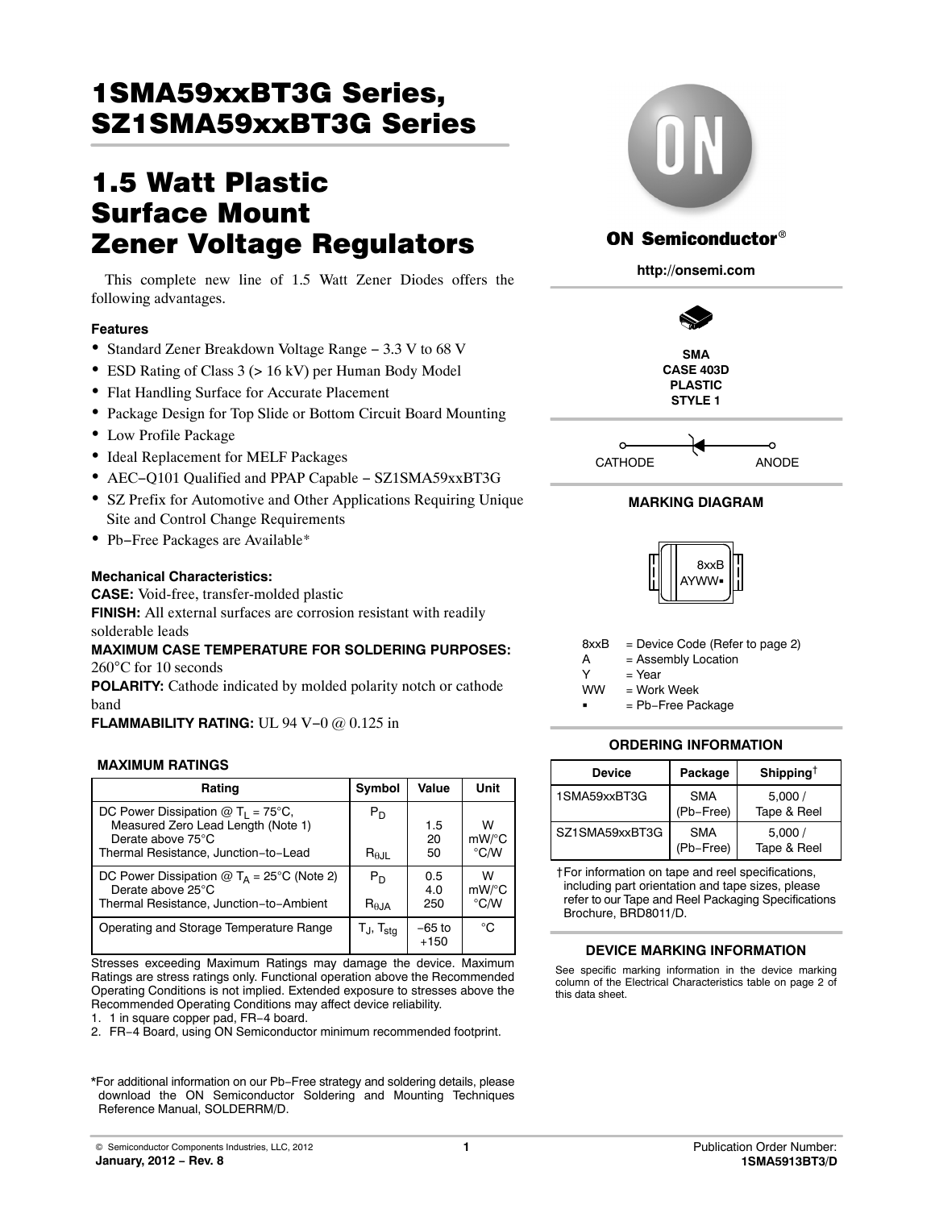# 1SMA59xxBT3G Series, SZ1SMA59xxBT3G Series

## 1.5 Watt Plastic Surface Mount Zener Voltage Regulators

This complete new line of 1.5 Watt Zener Diodes offers the following advantages.

### Features

- Standard Zener Breakdown Voltage Range − 3.3 V to 68 V
- ESD Rating of Class 3 (> 16 kV) per Human Body Model
- Flat Handling Surface for Accurate Placement
- Package Design for Top Slide or Bottom Circuit Board Mounting
- Low Profile Package
- Ideal Replacement for MELF Packages
- AEC−Q101 Qualified and PPAP Capable − SZ1SMA59xxBT3G
- SZ Prefix for Automotive and Other Applications Requiring Unique Site and Control Change Requirements
- Pb−Free Packages are Available*

### Mechanical Characteristics:

**CASE:** Void-free, transfer-molded plastic

**FINISH:** All external surfaces are corrosion resistant with readily solderable leads

**MAXIMUM CASE TEMPERATURE FOR SOLDERING PURPOSES:** 260°C for 10 seconds

**POLARITY:** Cathode indicated by molded polarity notch or cathode band

**FLAMMABILITY RATING:** UL 94 V−0 @ 0.125 in

### MAXIMUM RATINGS

| Rating | Symbol | Value | Unit |
|---|---|---|---|
| DC Power Dissipation @ $T_L$ = 75°C, Measured Zero Lead Length (Note 1) | $P_D$ | 1.5 | W |
| Derate above 75°C | | 20 | mW/°C |
| Thermal Resistance, Junction−to−Lead | $R_{\theta JL}$ | 50 | °C/W |
| DC Power Dissipation @ $T_A$ = 25°C (Note 2) | $P_D$ | 0.5 | W |
| Derate above 25°C | | 4.0 | mW/°C |
| Thermal Resistance, Junction−to−Ambient | $R_{\theta JA}$ | 250 | °C/W |
| Operating and Storage Temperature Range | $T_J$, $T_{stg}$ | −65 to +150 | °C |

Stresses exceeding Maximum Ratings may damage the device. Maximum Ratings are stress ratings only. Functional operation above the Recommended Operating Conditions is not implied. Extended exposure to stresses above the Recommended Operating Conditions may affect device reliability.

1. 1 in square copper pad, FR−4 board.
2. FR−4 Board, using ON Semiconductor minimum recommended footprint.

*For additional information on our Pb−Free strategy and soldering details, please download the ON Semiconductor Soldering and Mounting Techniques Reference Manual, SOLDERRM/D.

ON Semiconductor®

http://onsemi.com

SMA
CASE 403D
PLASTIC
STYLE 1

CATHODE — ANODE

### MARKING DIAGRAM

8xxB
AYWW▪

8xxB = Device Code (Refer to page 2)
A = Assembly Location
Y = Year
WW = Work Week
▪ = Pb−Free Package

### ORDERING INFORMATION

| Device | Package | Shipping† |
|---|---|---|
| 1SMA59xxBT3G | SMA (Pb−Free) | 5,000 / Tape & Reel |
| SZ1SMA59xxBT3G | SMA (Pb−Free) | 5,000 / Tape & Reel |

†For information on tape and reel specifications, including part orientation and tape sizes, please refer to our Tape and Reel Packaging Specifications Brochure, BRD8011/D.

### DEVICE MARKING INFORMATION

See specific marking information in the device marking column of the Electrical Characteristics table on page 2 of this data sheet.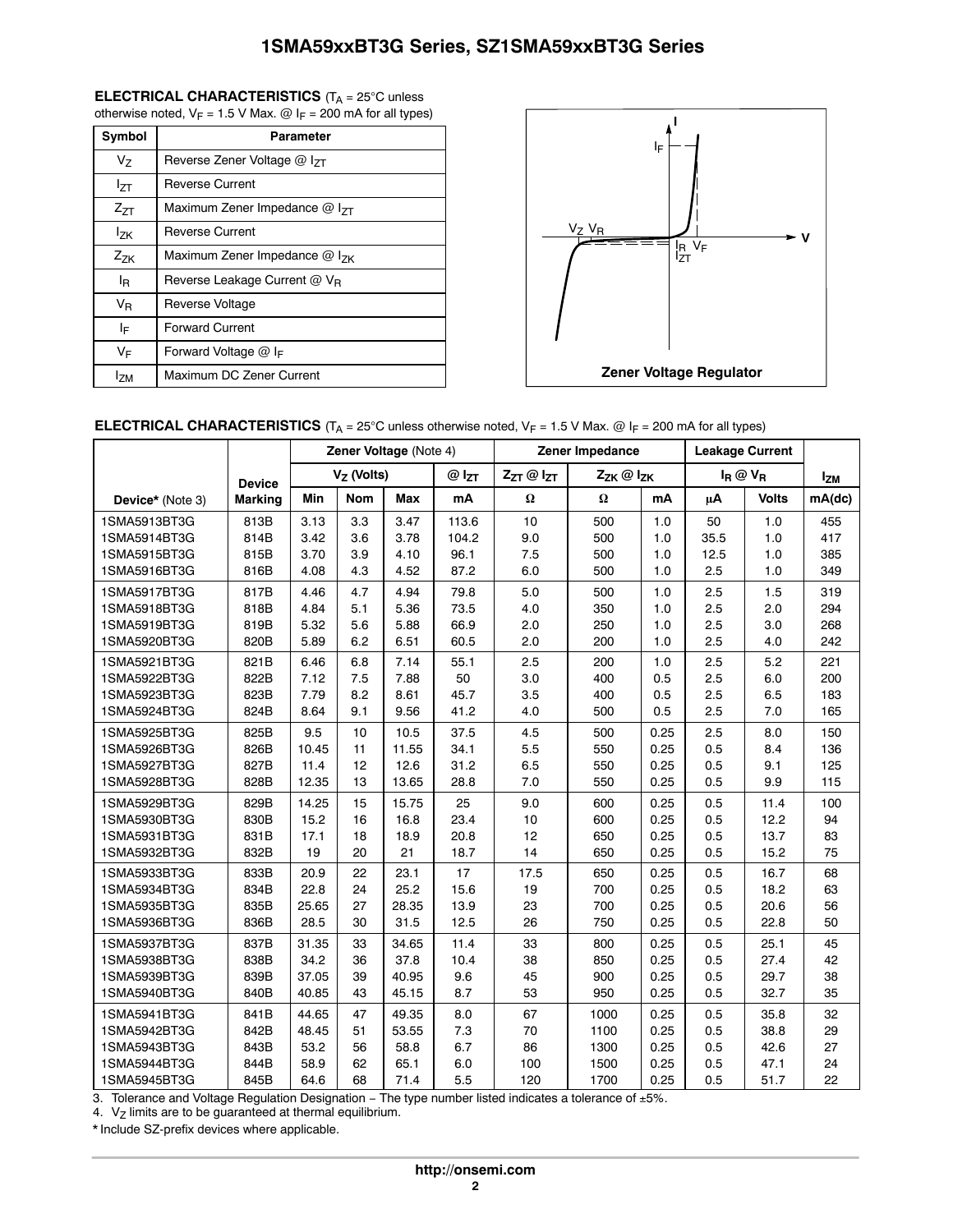**ELECTRICAL CHARACTERISTICS** ($T_A$ = 25°C unless otherwise noted, $V_F$ = 1.5 V Max. @ $I_F$ = 200 mA for all types)

| Symbol | Parameter |
|---|---|
| $V_Z$ | Reverse Zener Voltage @ $I_{ZT}$ |
| $I_{ZT}$ | Reverse Current |
| $Z_{ZT}$ | Maximum Zener Impedance @ $I_{ZT}$ |
| $I_{ZK}$ | Reverse Current |
| $Z_{ZK}$ | Maximum Zener Impedance @ $I_{ZK}$ |
| $I_R$ | Reverse Leakage Current @ $V_R$ |
| $V_R$ | Reverse Voltage |
| $I_F$ | Forward Current |
| $V_F$ | Forward Voltage @ $I_F$ |
| $I_{ZM}$ | Maximum DC Zener Current |

Zener Voltage Regulator

**ELECTRICAL CHARACTERISTICS** ($T_A$ = 25°C unless otherwise noted, $V_F$ = 1.5 V Max. @ $I_F$ = 200 mA for all types)

| | | Zener Voltage (Note 4) | | | | Zener Impedance | | | Leakage Current | | |
|---|---|---|---|---|---|---|---|---|---|---|---|
| | Device | $V_Z$ (Volts) | | | @ $I_{ZT}$ | $Z_{ZT}$ @ $I_{ZT}$ | $Z_{ZK}$ @ $I_{ZK}$ | | $I_R$ @ $V_R$ | | $I_{ZM}$ |
| Device* (Note 3) | Marking | Min | Nom | Max | mA | Ω | Ω | mA | μA | Volts | mA(dc) |
| 1SMA5913BT3G | 813B | 3.13 | 3.3 | 3.47 | 113.6 | 10 | 500 | 1.0 | 50 | 1.0 | 455 |
| 1SMA5914BT3G | 814B | 3.42 | 3.6 | 3.78 | 104.2 | 9.0 | 500 | 1.0 | 35.5 | 1.0 | 417 |
| 1SMA5915BT3G | 815B | 3.70 | 3.9 | 4.10 | 96.1 | 7.5 | 500 | 1.0 | 12.5 | 1.0 | 385 |
| 1SMA5916BT3G | 816B | 4.08 | 4.3 | 4.52 | 87.2 | 6.0 | 500 | 1.0 | 2.5 | 1.0 | 349 |
| 1SMA5917BT3G | 817B | 4.46 | 4.7 | 4.94 | 79.8 | 5.0 | 500 | 1.0 | 2.5 | 1.5 | 319 |
| 1SMA5918BT3G | 818B | 4.84 | 5.1 | 5.36 | 73.5 | 4.0 | 350 | 1.0 | 2.5 | 2.0 | 294 |
| 1SMA5919BT3G | 819B | 5.32 | 5.6 | 5.88 | 66.9 | 2.0 | 250 | 1.0 | 2.5 | 3.0 | 268 |
| 1SMA5920BT3G | 820B | 5.89 | 6.2 | 6.51 | 60.5 | 2.0 | 200 | 1.0 | 2.5 | 4.0 | 242 |
| 1SMA5921BT3G | 821B | 6.46 | 6.8 | 7.14 | 55.1 | 2.5 | 200 | 1.0 | 2.5 | 5.2 | 221 |
| 1SMA5922BT3G | 822B | 7.12 | 7.5 | 7.88 | 50 | 3.0 | 400 | 0.5 | 2.5 | 6.0 | 200 |
| 1SMA5923BT3G | 823B | 7.79 | 8.2 | 8.61 | 45.7 | 3.5 | 400 | 0.5 | 2.5 | 6.5 | 183 |
| 1SMA5924BT3G | 824B | 8.64 | 9.1 | 9.56 | 41.2 | 4.0 | 500 | 0.5 | 2.5 | 7.0 | 165 |
| 1SMA5925BT3G | 825B | 9.5 | 10 | 10.5 | 37.5 | 4.5 | 500 | 0.25 | 2.5 | 8.0 | 150 |
| 1SMA5926BT3G | 826B | 10.45 | 11 | 11.55 | 34.1 | 5.5 | 550 | 0.25 | 0.5 | 8.4 | 136 |
| 1SMA5927BT3G | 827B | 11.4 | 12 | 12.6 | 31.2 | 6.5 | 550 | 0.25 | 0.5 | 9.1 | 125 |
| 1SMA5928BT3G | 828B | 12.35 | 13 | 13.65 | 28.8 | 7.0 | 550 | 0.25 | 0.5 | 9.9 | 115 |
| 1SMA5929BT3G | 829B | 14.25 | 15 | 15.75 | 25 | 9.0 | 600 | 0.25 | 0.5 | 11.4 | 100 |
| 1SMA5930BT3G | 830B | 15.2 | 16 | 16.8 | 23.4 | 10 | 600 | 0.25 | 0.5 | 12.2 | 94 |
| 1SMA5931BT3G | 831B | 17.1 | 18 | 18.9 | 20.8 | 12 | 650 | 0.25 | 0.5 | 13.7 | 83 |
| 1SMA5932BT3G | 832B | 19 | 20 | 21 | 18.7 | 14 | 650 | 0.25 | 0.5 | 15.2 | 75 |
| 1SMA5933BT3G | 833B | 20.9 | 22 | 23.1 | 17 | 17.5 | 650 | 0.25 | 0.5 | 16.7 | 68 |
| 1SMA5934BT3G | 834B | 22.8 | 24 | 25.2 | 15.6 | 19 | 700 | 0.25 | 0.5 | 18.2 | 63 |
| 1SMA5935BT3G | 835B | 25.65 | 27 | 28.35 | 13.9 | 23 | 700 | 0.25 | 0.5 | 20.6 | 56 |
| 1SMA5936BT3G | 836B | 28.5 | 30 | 31.5 | 12.5 | 26 | 750 | 0.25 | 0.5 | 22.8 | 50 |
| 1SMA5937BT3G | 837B | 31.35 | 33 | 34.65 | 11.4 | 33 | 800 | 0.25 | 0.5 | 25.1 | 45 |
| 1SMA5938BT3G | 838B | 34.2 | 36 | 37.8 | 10.4 | 38 | 850 | 0.25 | 0.5 | 27.4 | 42 |
| 1SMA5939BT3G | 839B | 37.05 | 39 | 40.95 | 9.6 | 45 | 900 | 0.25 | 0.5 | 29.7 | 38 |
| 1SMA5940BT3G | 840B | 40.85 | 43 | 45.15 | 8.7 | 53 | 950 | 0.25 | 0.5 | 32.7 | 35 |
| 1SMA5941BT3G | 841B | 44.65 | 47 | 49.35 | 8.0 | 67 | 1000 | 0.25 | 0.5 | 35.8 | 32 |
| 1SMA5942BT3G | 842B | 48.45 | 51 | 53.55 | 7.3 | 70 | 1100 | 0.25 | 0.5 | 38.8 | 29 |
| 1SMA5943BT3G | 843B | 53.2 | 56 | 58.8 | 6.7 | 86 | 1300 | 0.25 | 0.5 | 42.6 | 27 |
| 1SMA5944BT3G | 844B | 58.9 | 62 | 65.1 | 6.0 | 100 | 1500 | 0.25 | 0.5 | 47.1 | 24 |
| 1SMA5945BT3G | 845B | 64.6 | 68 | 71.4 | 5.5 | 120 | 1700 | 0.25 | 0.5 | 51.7 | 22 |

3. Tolerance and Voltage Regulation Designation − The type number listed indicates a tolerance of ±5%.
4. $V_Z$ limits are to be guaranteed at thermal equilibrium.

\* Include SZ-prefix devices where applicable.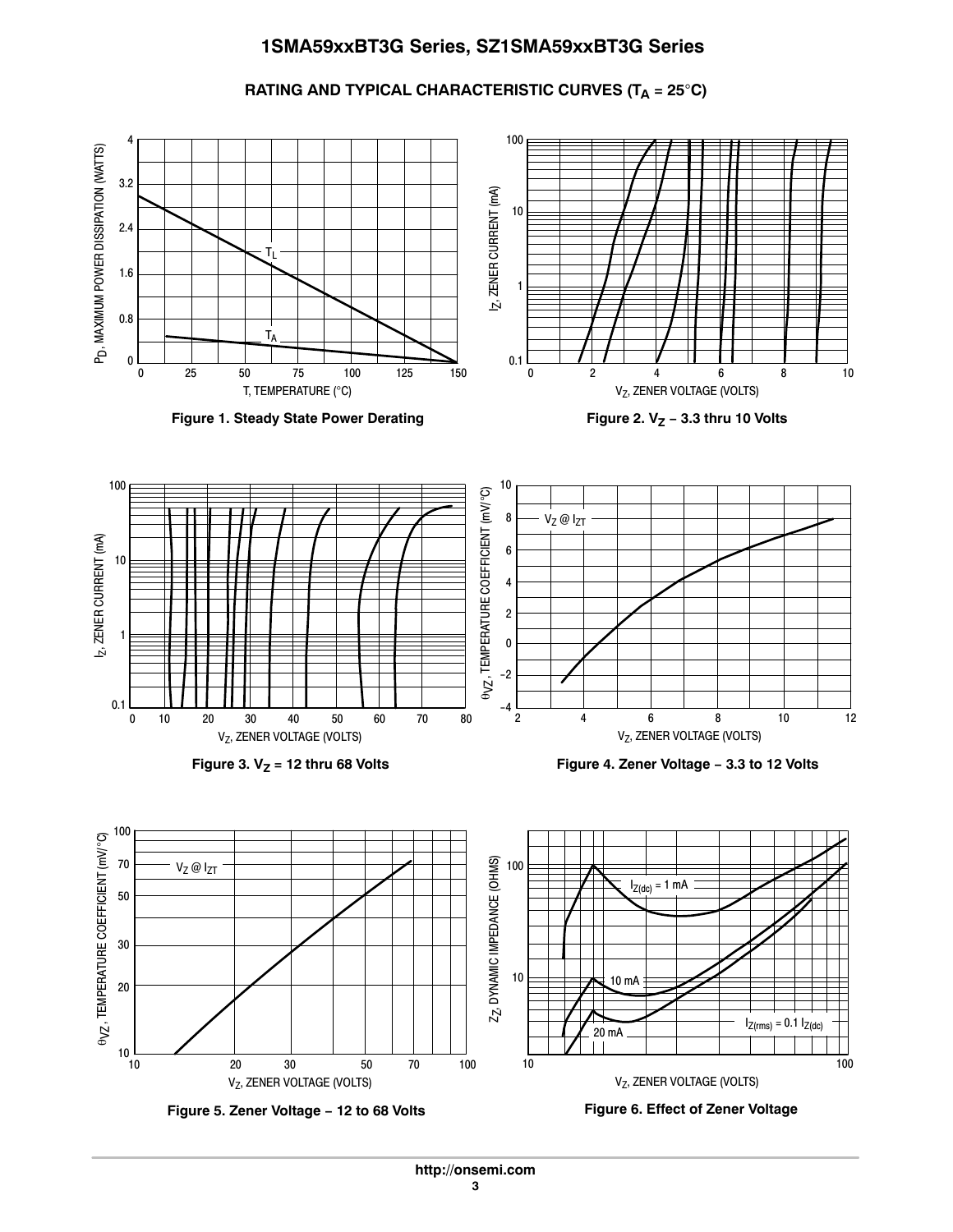## RATING AND TYPICAL CHARACTERISTIC CURVES ($T_A$ = 25°C)

**Figure 1. Steady State Power Derating**

**Figure 2. $V_Z$ − 3.3 thru 10 Volts**

**Figure 3. $V_Z$ = 12 thru 68 Volts**

**Figure 4. Zener Voltage − 3.3 to 12 Volts**

**Figure 5. Zener Voltage − 12 to 68 Volts**

**Figure 6. Effect of Zener Voltage**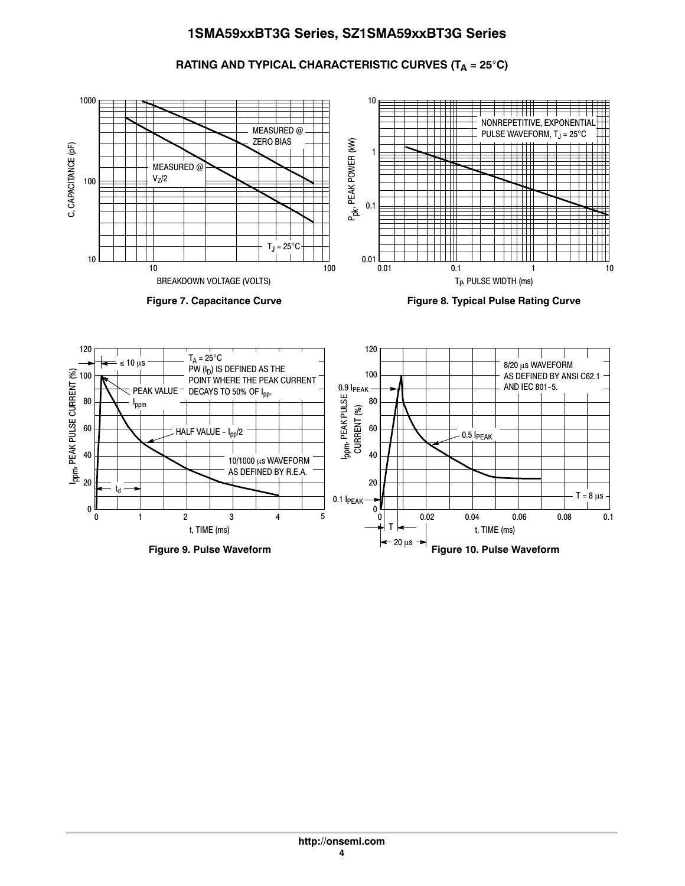## RATING AND TYPICAL CHARACTERISTIC CURVES ($T_A$ = 25°C)

Figure 7. Capacitance Curve

Figure 8. Typical Pulse Rating Curve

Figure 9. Pulse Waveform

Figure 10. Pulse Waveform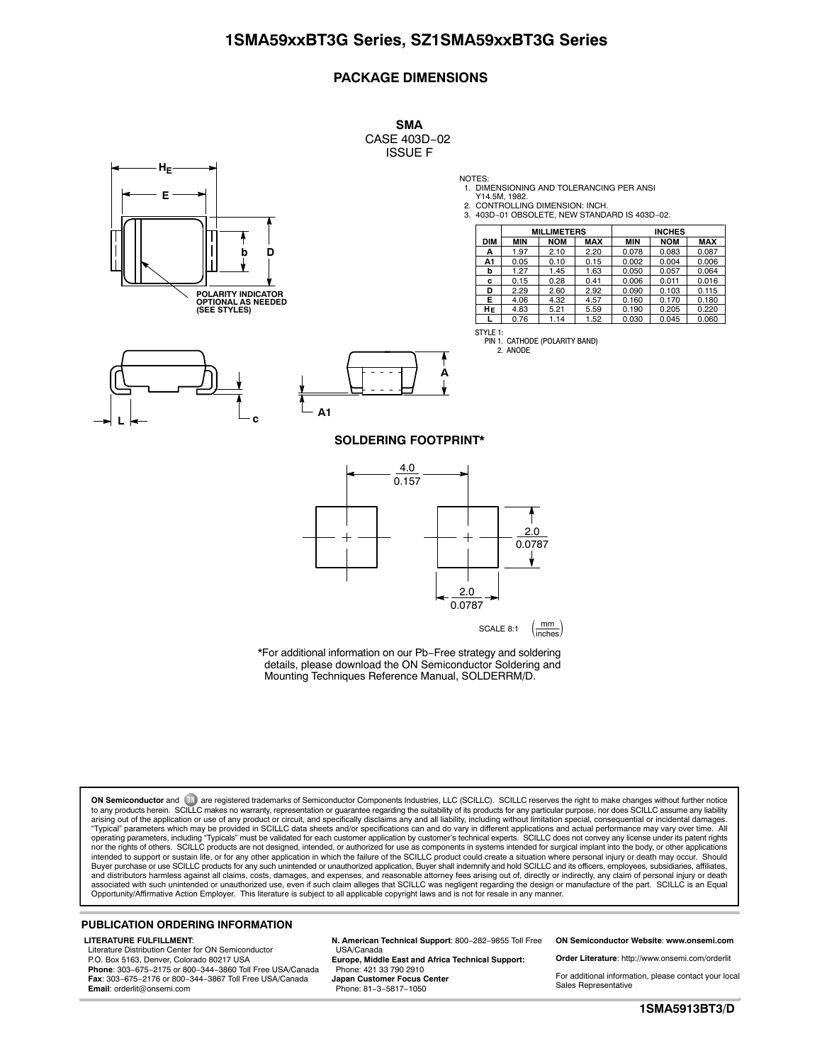## PACKAGE DIMENSIONS

**SMA**
CASE 403D−02
ISSUE F

H_E
E
b
D
POLARITY INDICATOR OPTIONAL AS NEEDED (SEE STYLES)
L
c
A
A1

NOTES:
1. DIMENSIONING AND TOLERANCING PER ANSI Y14.5M, 1982.
2. CONTROLLING DIMENSION: INCH.
3. 403D−01 OBSOLETE, NEW STANDARD IS 403D−02.

| DIM | MILLIMETERS | | | INCHES | | |
|---|---|---|---|---|---|---|
| | MIN | NOM | MAX | MIN | NOM | MAX |
| A | 1.97 | 2.10 | 2.20 | 0.078 | 0.083 | 0.087 |
| A1 | 0.05 | 0.10 | 0.15 | 0.002 | 0.004 | 0.006 |
| b | 1.27 | 1.45 | 1.63 | 0.050 | 0.057 | 0.064 |
| c | 0.15 | 0.28 | 0.41 | 0.006 | 0.011 | 0.016 |
| D | 2.29 | 2.60 | 2.92 | 0.090 | 0.103 | 0.115 |
| E | 4.06 | 4.32 | 4.57 | 0.160 | 0.170 | 0.180 |
| $H_E$ | 4.83 | 5.21 | 5.59 | 0.190 | 0.205 | 0.220 |
| L | 0.76 | 1.14 | 1.52 | 0.030 | 0.045 | 0.060 |

STYLE 1:
PIN 1. CATHODE (POLARITY BAND)
2. ANODE

## SOLDERING FOOTPRINT*

4.0
0.157

2.0
0.0787

2.0
0.0787

SCALE 8:1 (mm / inches)

*For additional information on our Pb−Free strategy and soldering details, please download the ON Semiconductor Soldering and Mounting Techniques Reference Manual, SOLDERRM/D.

**ON Semiconductor** and are registered trademarks of Semiconductor Components Industries, LLC (SCILLC). SCILLC reserves the right to make changes without further notice to any products herein. SCILLC makes no warranty, representation or guarantee regarding the suitability of its products for any particular purpose, nor does SCILLC assume any liability arising out of the application or use of any product or circuit, and specifically disclaims any and all liability, including without limitation special, consequential or incidental damages. "Typical" parameters which may be provided in SCILLC data sheets and/or specifications can and do vary in different applications and actual performance may vary over time. All operating parameters, including "Typicals" must be validated for each customer application by customer's technical experts. SCILLC does not convey any license under its patent rights nor the rights of others. SCILLC products are not designed, intended, or authorized for use as components in systems intended for surgical implant into the body, or other applications intended to support or sustain life, or for any other application in which the failure of the SCILLC product could create a situation where personal injury or death may occur. Should Buyer purchase or use SCILLC products for any such unintended or unauthorized application, Buyer shall indemnify and hold SCILLC and its officers, employees, subsidiaries, affiliates, and distributors harmless against all claims, costs, damages, and expenses, and reasonable attorney fees arising out of, directly or indirectly, any claim of personal injury or death associated with such unintended or unauthorized use, even if such claim alleges that SCILLC was negligent regarding the design or manufacture of the part. SCILLC is an Equal Opportunity/Affirmative Action Employer. This literature is subject to all applicable copyright laws and is not for resale in any manner.

### PUBLICATION ORDERING INFORMATION

**LITERATURE FULFILLMENT**:
Literature Distribution Center for ON Semiconductor
P.O. Box 5163, Denver, Colorado 80217 USA
**Phone**: 303−675−2175 or 800−344−3860 Toll Free USA/Canada
**Fax**: 303−675−2176 or 800−344−3867 Toll Free USA/Canada
**Email**: orderlit@onsemi.com

**N. American Technical Support**: 800−282−9855 Toll Free USA/Canada
**Europe, Middle East and Africa Technical Support:**
Phone: 421 33 790 2910
**Japan Customer Focus Center**
Phone: 81−3−5817−1050

**ON Semiconductor Website**: **www.onsemi.com**

**Order Literature**: http://www.onsemi.com/orderlit

For additional information, please contact your local Sales Representative

**1SMA5913BT3/D**